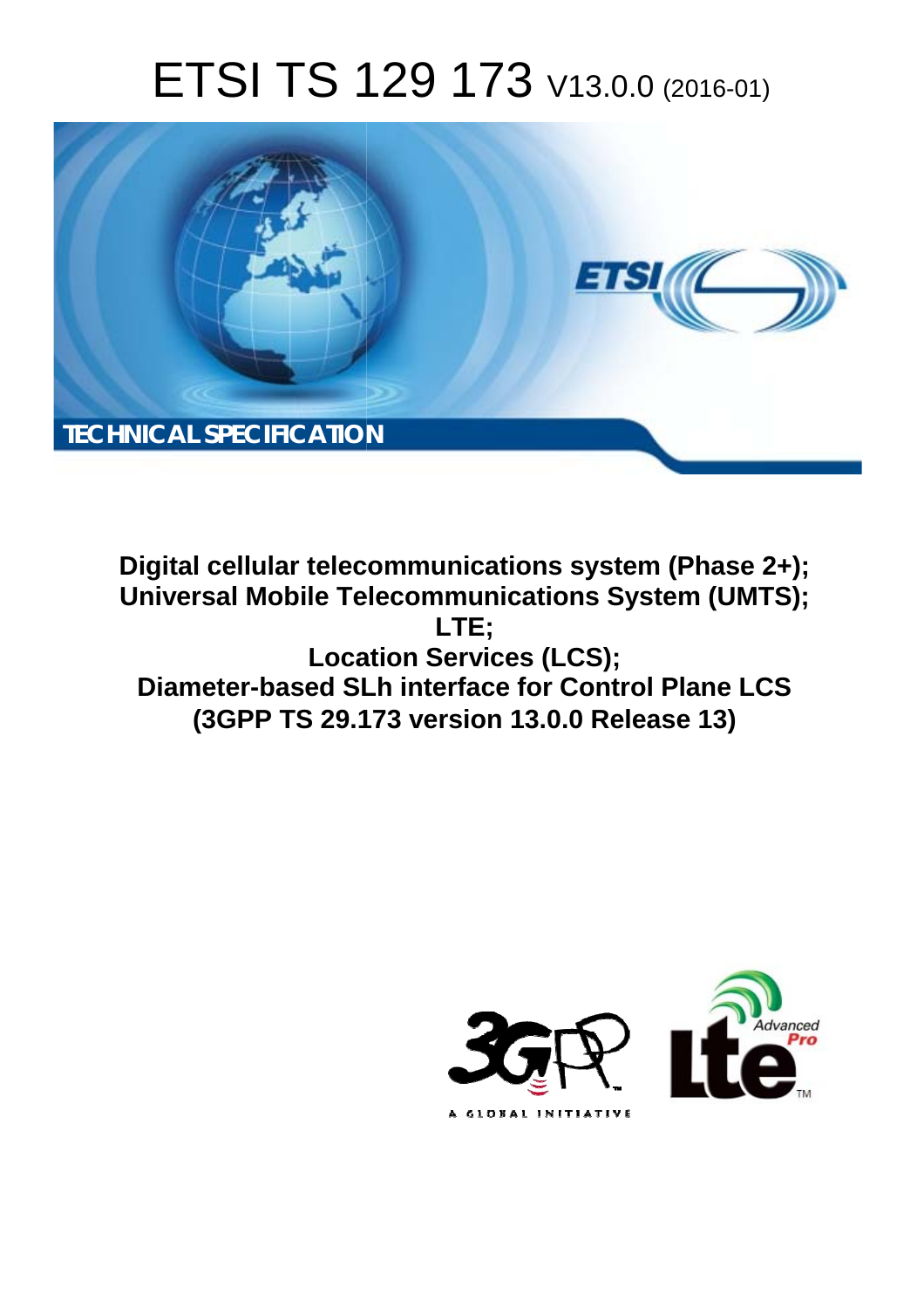# ETSI TS 129 173 V13.0.0 (2016-01)

TECHNICAL SPECIFICATION

**Digital cellular telecommunications system (Phase 2+);**
**Universal Mobile Telecommunications System (UMTS);**
**LTE;**
**Location Services (LCS);**
**Diameter-based SLh interface for Control Plane LCS**
**(3GPP TS 29.173 version 13.0.0 Release 13)**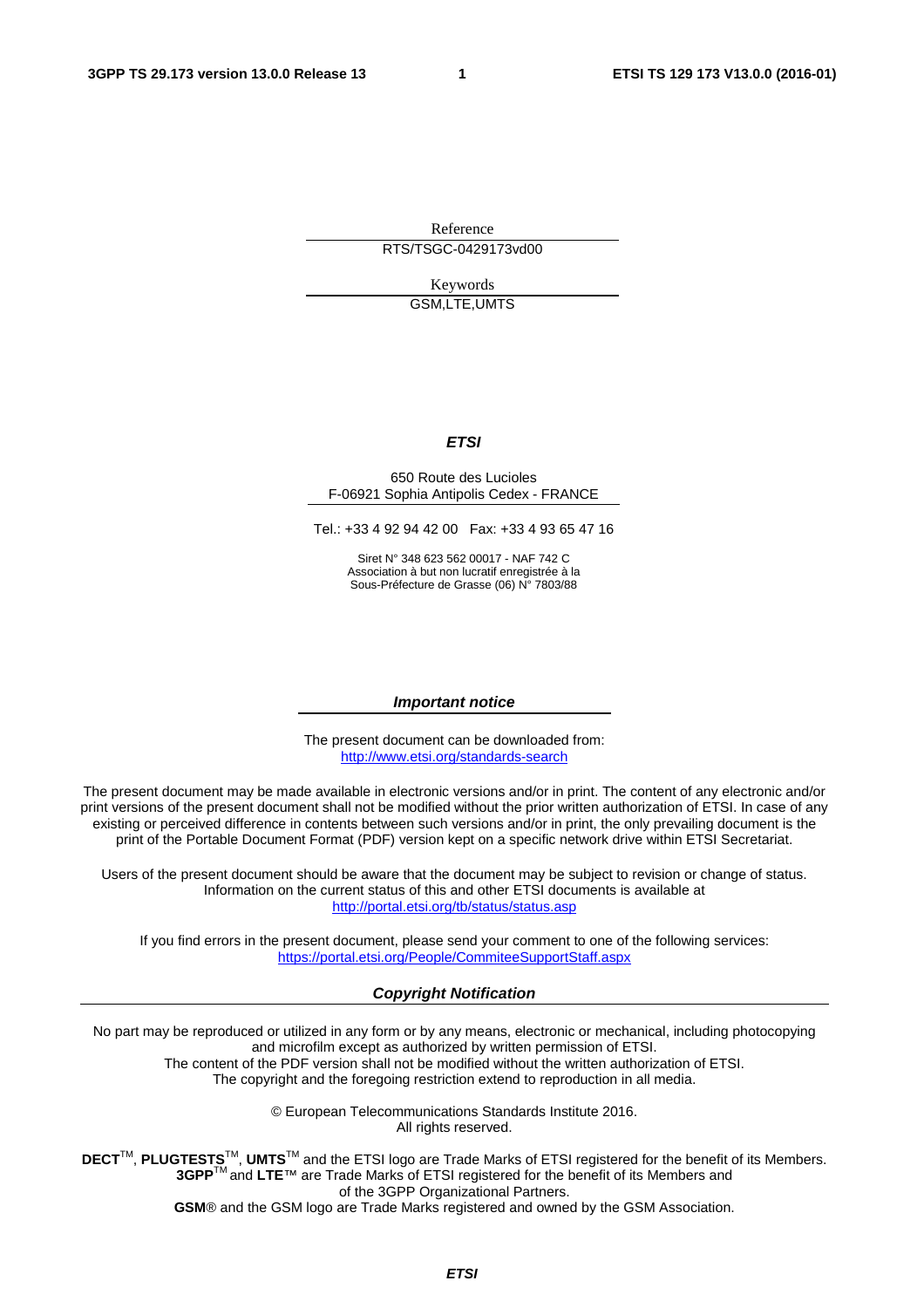Reference

RTS/TSGC-0429173vd00

Keywords

GSM,LTE,UMTS

***ETSI***

650 Route des Lucioles
F-06921 Sophia Antipolis Cedex - FRANCE

Tel.: +33 4 92 94 42 00 Fax: +33 4 93 65 47 16

Siret N° 348 623 562 00017 - NAF 742 C
Association à but non lucratif enregistrée à la
Sous-Préfecture de Grasse (06) N° 7803/88

***Important notice***

The present document can be downloaded from:
http://www.etsi.org/standards-search

The present document may be made available in electronic versions and/or in print. The content of any electronic and/or print versions of the present document shall not be modified without the prior written authorization of ETSI. In case of any existing or perceived difference in contents between such versions and/or in print, the only prevailing document is the print of the Portable Document Format (PDF) version kept on a specific network drive within ETSI Secretariat.

Users of the present document should be aware that the document may be subject to revision or change of status. Information on the current status of this and other ETSI documents is available at http://portal.etsi.org/tb/status/status.asp

If you find errors in the present document, please send your comment to one of the following services:
https://portal.etsi.org/People/CommiteeSupportStaff.aspx

***Copyright Notification***

No part may be reproduced or utilized in any form or by any means, electronic or mechanical, including photocopying and microfilm except as authorized by written permission of ETSI.
The content of the PDF version shall not be modified without the written authorization of ETSI.
The copyright and the foregoing restriction extend to reproduction in all media.

© European Telecommunications Standards Institute 2016.
All rights reserved.

**DECT**™, **PLUGTESTS**™, **UMTS**™ and the ETSI logo are Trade Marks of ETSI registered for the benefit of its Members.
**3GPP**™ and **LTE**™ are Trade Marks of ETSI registered for the benefit of its Members and of the 3GPP Organizational Partners.
**GSM**® and the GSM logo are Trade Marks registered and owned by the GSM Association.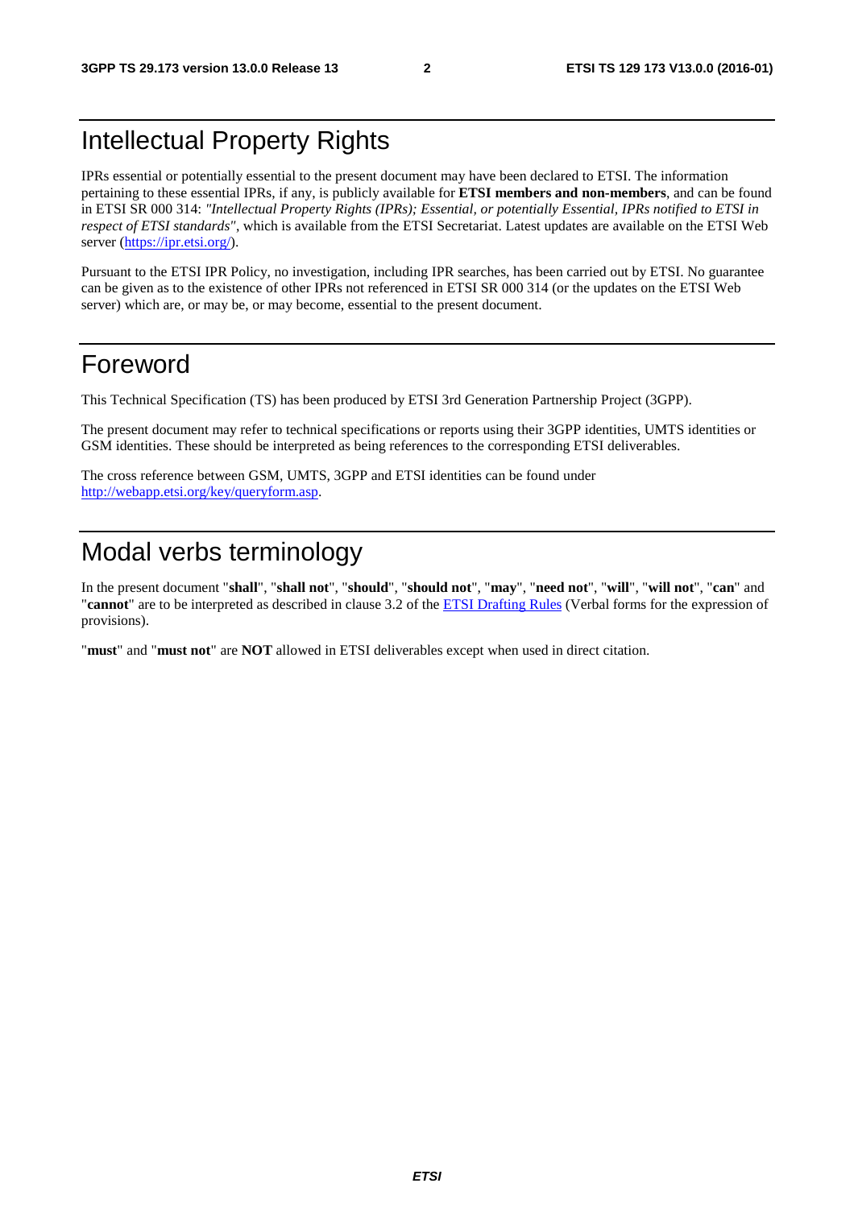# Intellectual Property Rights

IPRs essential or potentially essential to the present document may have been declared to ETSI. The information pertaining to these essential IPRs, if any, is publicly available for **ETSI members and non-members**, and can be found in ETSI SR 000 314: *"Intellectual Property Rights (IPRs); Essential, or potentially Essential, IPRs notified to ETSI in respect of ETSI standards"*, which is available from the ETSI Secretariat. Latest updates are available on the ETSI Web server (https://ipr.etsi.org/).

Pursuant to the ETSI IPR Policy, no investigation, including IPR searches, has been carried out by ETSI. No guarantee can be given as to the existence of other IPRs not referenced in ETSI SR 000 314 (or the updates on the ETSI Web server) which are, or may be, or may become, essential to the present document.

# Foreword

This Technical Specification (TS) has been produced by ETSI 3rd Generation Partnership Project (3GPP).

The present document may refer to technical specifications or reports using their 3GPP identities, UMTS identities or GSM identities. These should be interpreted as being references to the corresponding ETSI deliverables.

The cross reference between GSM, UMTS, 3GPP and ETSI identities can be found under http://webapp.etsi.org/key/queryform.asp.

# Modal verbs terminology

In the present document "**shall**", "**shall not**", "**should**", "**should not**", "**may**", "**need not**", "**will**", "**will not**", "**can**" and "**cannot**" are to be interpreted as described in clause 3.2 of the ETSI Drafting Rules (Verbal forms for the expression of provisions).

"**must**" and "**must not**" are **NOT** allowed in ETSI deliverables except when used in direct citation.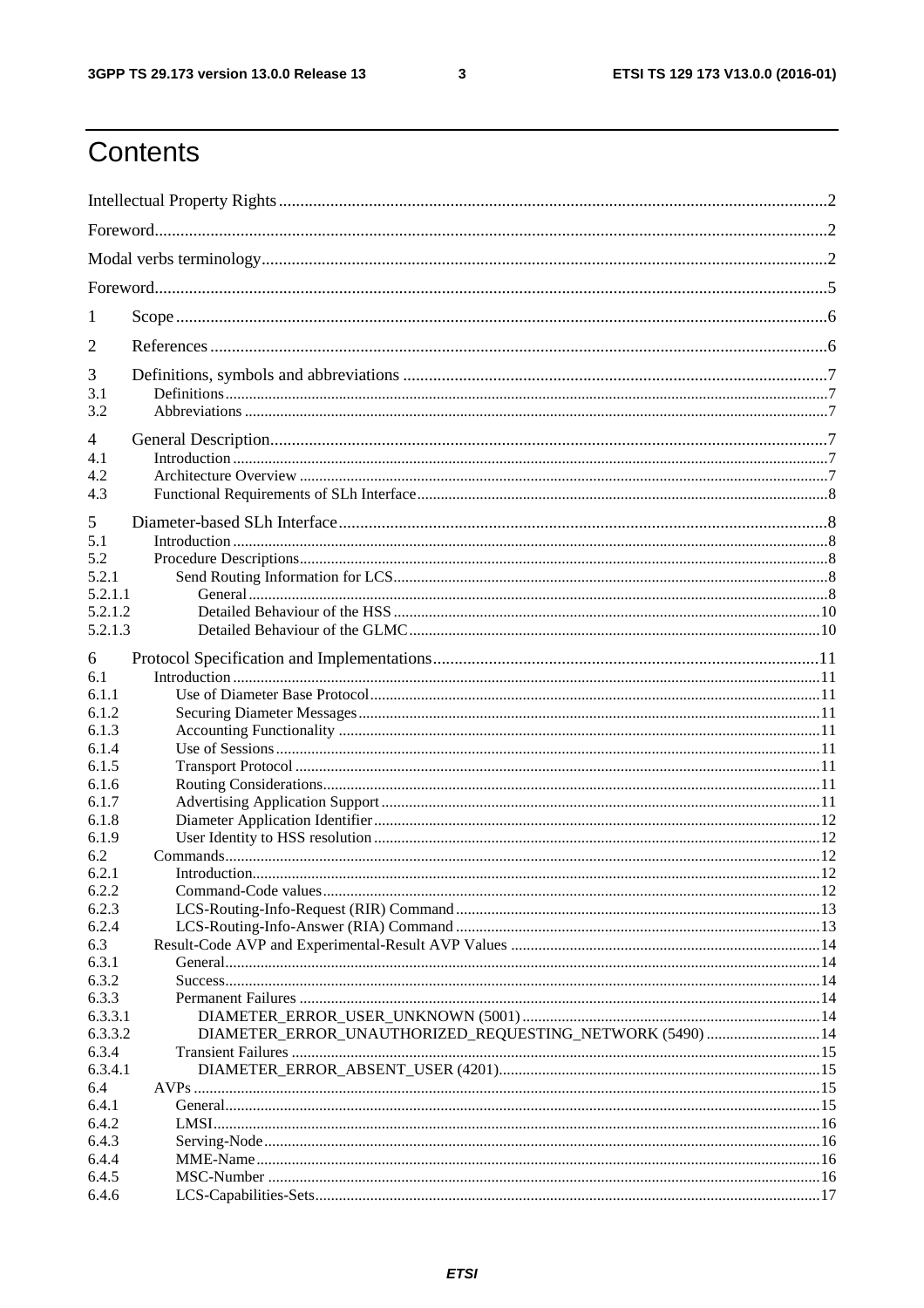# Contents

Intellectual Property Rights ..... 2

Foreword..... 2

Modal verbs terminology..... 2

Foreword..... 5

1 Scope ..... 6

2 References ..... 6

3 Definitions, symbols and abbreviations ..... 7
3.1 Definitions..... 7
3.2 Abbreviations ..... 7

4 General Description..... 7
4.1 Introduction ..... 7
4.2 Architecture Overview ..... 7
4.3 Functional Requirements of SLh Interface..... 8

5 Diameter-based SLh Interface..... 8
5.1 Introduction ..... 8
5.2 Procedure Descriptions..... 8
5.2.1 Send Routing Information for LCS..... 8
5.2.1.1 General..... 8
5.2.1.2 Detailed Behaviour of the HSS ..... 10
5.2.1.3 Detailed Behaviour of the GLMC..... 10

6 Protocol Specification and Implementations..... 11
6.1 Introduction ..... 11
6.1.1 Use of Diameter Base Protocol..... 11
6.1.2 Securing Diameter Messages..... 11
6.1.3 Accounting Functionality ..... 11
6.1.4 Use of Sessions..... 11
6.1.5 Transport Protocol ..... 11
6.1.6 Routing Considerations..... 11
6.1.7 Advertising Application Support ..... 11
6.1.8 Diameter Application Identifier..... 12
6.1.9 User Identity to HSS resolution ..... 12
6.2 Commands..... 12
6.2.1 Introduction..... 12
6.2.2 Command-Code values..... 12
6.2.3 LCS-Routing-Info-Request (RIR) Command..... 13
6.2.4 LCS-Routing-Info-Answer (RIA) Command ..... 13
6.3 Result-Code AVP and Experimental-Result AVP Values ..... 14
6.3.1 General..... 14
6.3.2 Success..... 14
6.3.3 Permanent Failures ..... 14
6.3.3.1 DIAMETER_ERROR_USER_UNKNOWN (5001) ..... 14
6.3.3.2 DIAMETER_ERROR_UNAUTHORIZED_REQUESTING_NETWORK (5490) ..... 14
6.3.4 Transient Failures ..... 15
6.3.4.1 DIAMETER_ERROR_ABSENT_USER (4201)..... 15
6.4 AVPs ..... 15
6.4.1 General..... 15
6.4.2 LMSI..... 16
6.4.3 Serving-Node..... 16
6.4.4 MME-Name..... 16
6.4.5 MSC-Number ..... 16
6.4.6 LCS-Capabilities-Sets..... 17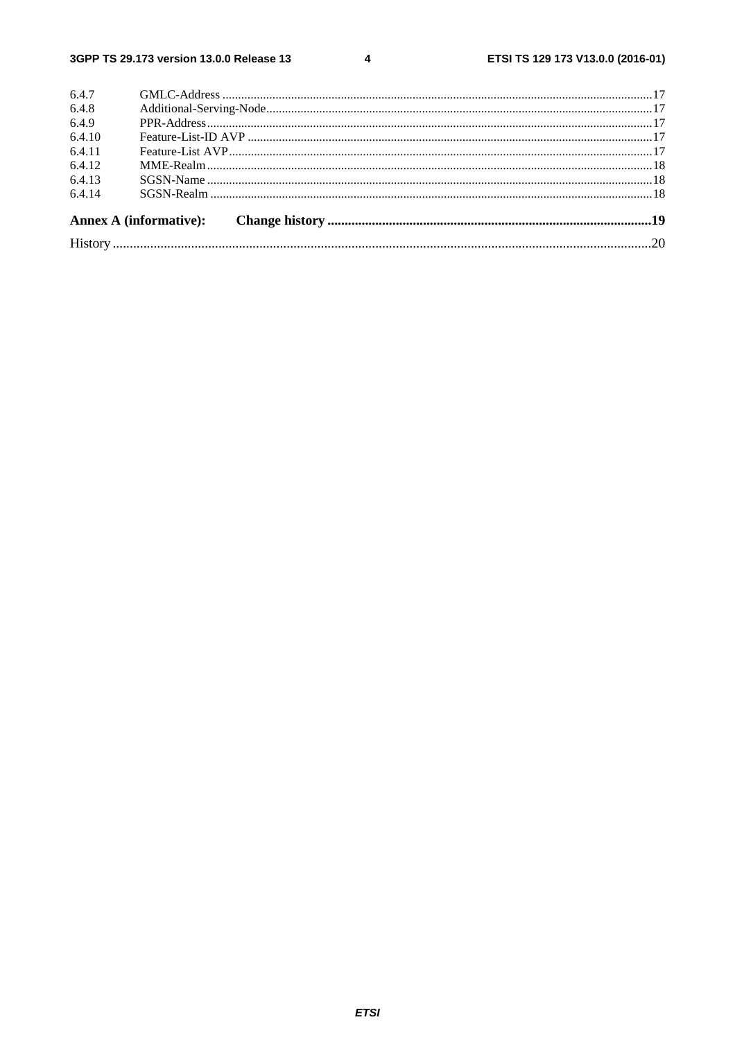6.4.7 GMLC-Address ......................................................................................................................................17
6.4.8 Additional-Serving-Node........................................................................................................................17
6.4.9 PPR-Address...........................................................................................................................................17
6.4.10 Feature-List-ID AVP ..............................................................................................................................17
6.4.11 Feature-List AVP....................................................................................................................................17
6.4.12 MME-Realm...........................................................................................................................................18
6.4.13 SGSN-Name ...........................................................................................................................................18
6.4.14 SGSN-Realm ..........................................................................................................................................18

**Annex A (informative): Change history ..............................................................................................19**

History ..............................................................................................................................................................20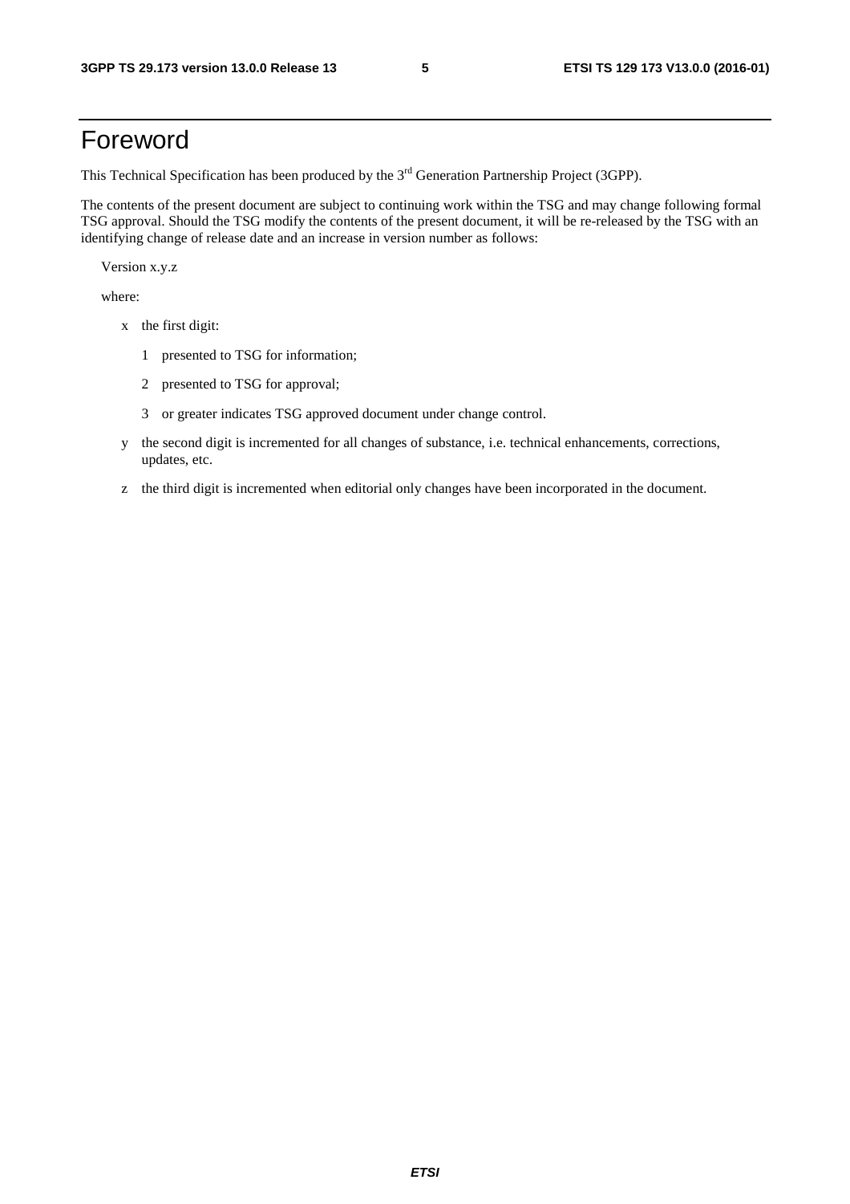# Foreword

This Technical Specification has been produced by the 3rd Generation Partnership Project (3GPP).

The contents of the present document are subject to continuing work within the TSG and may change following formal TSG approval. Should the TSG modify the contents of the present document, it will be re-released by the TSG with an identifying change of release date and an increase in version number as follows:

Version x.y.z

where:

- x the first digit:
  - 1 presented to TSG for information;
  - 2 presented to TSG for approval;
  - 3 or greater indicates TSG approved document under change control.
- y the second digit is incremented for all changes of substance, i.e. technical enhancements, corrections, updates, etc.
- z the third digit is incremented when editorial only changes have been incorporated in the document.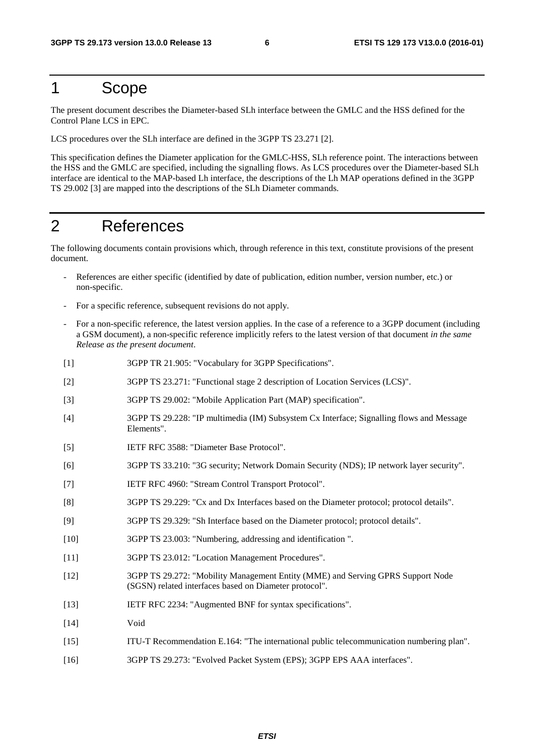# 1 Scope

The present document describes the Diameter-based SLh interface between the GMLC and the HSS defined for the Control Plane LCS in EPC.

LCS procedures over the SLh interface are defined in the 3GPP TS 23.271 [2].

This specification defines the Diameter application for the GMLC-HSS, SLh reference point. The interactions between the HSS and the GMLC are specified, including the signalling flows. As LCS procedures over the Diameter-based SLh interface are identical to the MAP-based Lh interface, the descriptions of the Lh MAP operations defined in the 3GPP TS 29.002 [3] are mapped into the descriptions of the SLh Diameter commands.

# 2 References

The following documents contain provisions which, through reference in this text, constitute provisions of the present document.

- References are either specific (identified by date of publication, edition number, version number, etc.) or non-specific.
- For a specific reference, subsequent revisions do not apply.
- For a non-specific reference, the latest version applies. In the case of a reference to a 3GPP document (including a GSM document), a non-specific reference implicitly refers to the latest version of that document *in the same Release as the present document*.

[1] 3GPP TR 21.905: "Vocabulary for 3GPP Specifications".

[2] 3GPP TS 23.271: "Functional stage 2 description of Location Services (LCS)".

[3] 3GPP TS 29.002: "Mobile Application Part (MAP) specification".

[4] 3GPP TS 29.228: "IP multimedia (IM) Subsystem Cx Interface; Signalling flows and Message Elements".

[5] IETF RFC 3588: "Diameter Base Protocol".

[6] 3GPP TS 33.210: "3G security; Network Domain Security (NDS); IP network layer security".

[7] IETF RFC 4960: "Stream Control Transport Protocol".

[8] 3GPP TS 29.229: "Cx and Dx Interfaces based on the Diameter protocol; protocol details".

[9] 3GPP TS 29.329: "Sh Interface based on the Diameter protocol; protocol details".

[10] 3GPP TS 23.003: "Numbering, addressing and identification ".

[11] 3GPP TS 23.012: "Location Management Procedures".

[12] 3GPP TS 29.272: "Mobility Management Entity (MME) and Serving GPRS Support Node (SGSN) related interfaces based on Diameter protocol".

[13] IETF RFC 2234: "Augmented BNF for syntax specifications".

[14] Void

[15] ITU-T Recommendation E.164: "The international public telecommunication numbering plan".

[16] 3GPP TS 29.273: "Evolved Packet System (EPS); 3GPP EPS AAA interfaces".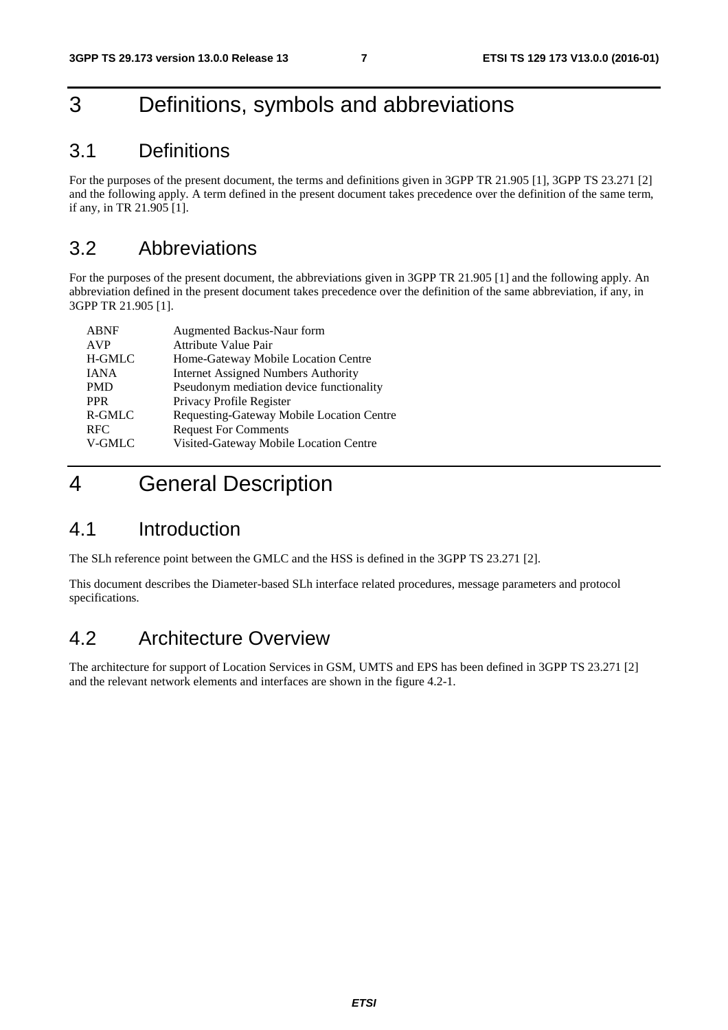# 3 Definitions, symbols and abbreviations

## 3.1 Definitions

For the purposes of the present document, the terms and definitions given in 3GPP TR 21.905 [1], 3GPP TS 23.271 [2] and the following apply. A term defined in the present document takes precedence over the definition of the same term, if any, in TR 21.905 [1].

## 3.2 Abbreviations

For the purposes of the present document, the abbreviations given in 3GPP TR 21.905 [1] and the following apply. An abbreviation defined in the present document takes precedence over the definition of the same abbreviation, if any, in 3GPP TR 21.905 [1].

| | |
|---|---|
| ABNF | Augmented Backus-Naur form |
| AVP | Attribute Value Pair |
| H-GMLC | Home-Gateway Mobile Location Centre |
| IANA | Internet Assigned Numbers Authority |
| PMD | Pseudonym mediation device functionality |
| PPR | Privacy Profile Register |
| R-GMLC | Requesting-Gateway Mobile Location Centre |
| RFC | Request For Comments |
| V-GMLC | Visited-Gateway Mobile Location Centre |

# 4 General Description

## 4.1 Introduction

The SLh reference point between the GMLC and the HSS is defined in the 3GPP TS 23.271 [2].

This document describes the Diameter-based SLh interface related procedures, message parameters and protocol specifications.

## 4.2 Architecture Overview

The architecture for support of Location Services in GSM, UMTS and EPS has been defined in 3GPP TS 23.271 [2] and the relevant network elements and interfaces are shown in the figure 4.2-1.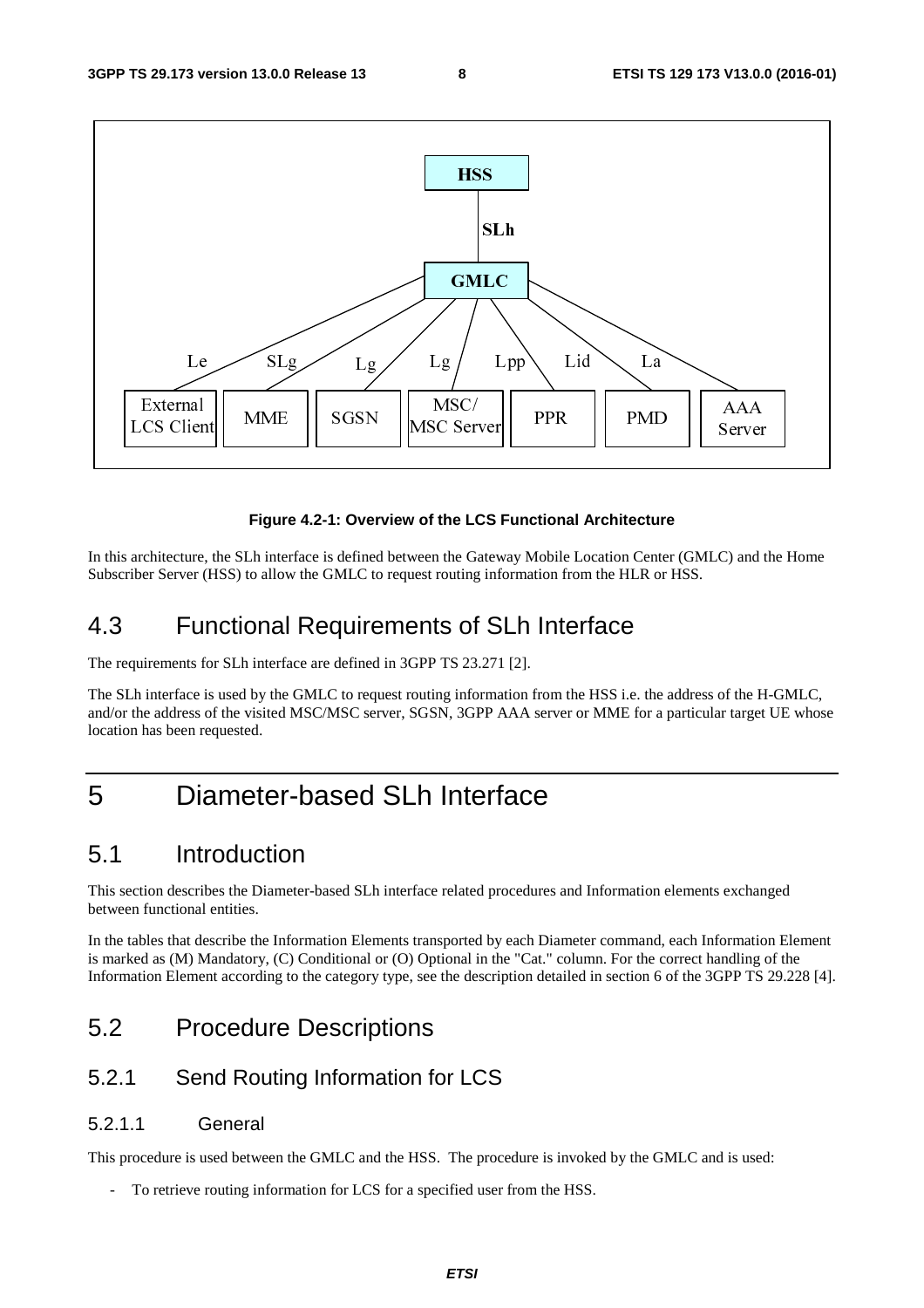Figure 4.2-1: Overview of the LCS Functional Architecture

In this architecture, the SLh interface is defined between the Gateway Mobile Location Center (GMLC) and the Home Subscriber Server (HSS) to allow the GMLC to request routing information from the HLR or HSS.

## 4.3 Functional Requirements of SLh Interface

The requirements for SLh interface are defined in 3GPP TS 23.271 [2].

The SLh interface is used by the GMLC to request routing information from the HSS i.e. the address of the H-GMLC, and/or the address of the visited MSC/MSC server, SGSN, 3GPP AAA server or MME for a particular target UE whose location has been requested.

# 5 Diameter-based SLh Interface

## 5.1 Introduction

This section describes the Diameter-based SLh interface related procedures and Information elements exchanged between functional entities.

In the tables that describe the Information Elements transported by each Diameter command, each Information Element is marked as (M) Mandatory, (C) Conditional or (O) Optional in the "Cat." column. For the correct handling of the Information Element according to the category type, see the description detailed in section 6 of the 3GPP TS 29.228 [4].

## 5.2 Procedure Descriptions

### 5.2.1 Send Routing Information for LCS

#### 5.2.1.1 General

This procedure is used between the GMLC and the HSS. The procedure is invoked by the GMLC and is used:

- To retrieve routing information for LCS for a specified user from the HSS.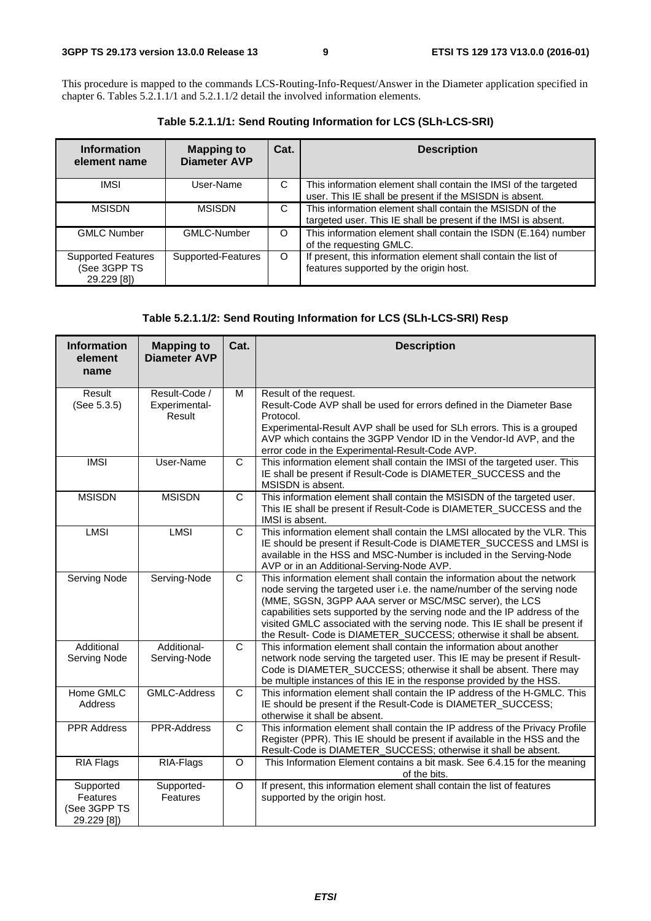This procedure is mapped to the commands LCS-Routing-Info-Request/Answer in the Diameter application specified in chapter 6. Tables 5.2.1.1/1 and 5.2.1.1/2 detail the involved information elements.

**Table 5.2.1.1/1: Send Routing Information for LCS (SLh-LCS-SRI)**

| Information element name | Mapping to Diameter AVP | Cat. | Description |
|---|---|---|---|
| IMSI | User-Name | C | This information element shall contain the IMSI of the targeted user. This IE shall be present if the MSISDN is absent. |
| MSISDN | MSISDN | C | This information element shall contain the MSISDN of the targeted user. This IE shall be present if the IMSI is absent. |
| GMLC Number | GMLC-Number | O | This information element shall contain the ISDN (E.164) number of the requesting GMLC. |
| Supported Features (See 3GPP TS 29.229 [8]) | Supported-Features | O | If present, this information element shall contain the list of features supported by the origin host. |

**Table 5.2.1.1/2: Send Routing Information for LCS (SLh-LCS-SRI) Resp**

| Information element name | Mapping to Diameter AVP | Cat. | Description |
|---|---|---|---|
| Result (See 5.3.5) | Result-Code / Experimental-Result | M | Result of the request.<br>Result-Code AVP shall be used for errors defined in the Diameter Base Protocol.<br>Experimental-Result AVP shall be used for SLh errors. This is a grouped AVP which contains the 3GPP Vendor ID in the Vendor-Id AVP, and the error code in the Experimental-Result-Code AVP. |
| IMSI | User-Name | C | This information element shall contain the IMSI of the targeted user. This IE shall be present if Result-Code is DIAMETER_SUCCESS and the MSISDN is absent. |
| MSISDN | MSISDN | C | This information element shall contain the MSISDN of the targeted user. This IE shall be present if Result-Code is DIAMETER_SUCCESS and the IMSI is absent. |
| LMSI | LMSI | C | This information element shall contain the LMSI allocated by the VLR. This IE should be present if Result-Code is DIAMETER_SUCCESS and LMSI is available in the HSS and MSC-Number is included in the Serving-Node AVP or in an Additional-Serving-Node AVP. |
| Serving Node | Serving-Node | C | This information element shall contain the information about the network node serving the targeted user i.e. the name/number of the serving node (MME, SGSN, 3GPP AAA server or MSC/MSC server), the LCS capabilities sets supported by the serving node and the IP address of the visited GMLC associated with the serving node. This IE shall be present if the Result- Code is DIAMETER_SUCCESS; otherwise it shall be absent. |
| Additional Serving Node | Additional-Serving-Node | C | This information element shall contain the information about another network node serving the targeted user. This IE may be present if Result-Code is DIAMETER_SUCCESS; otherwise it shall be absent. There may be multiple instances of this IE in the response provided by the HSS. |
| Home GMLC Address | GMLC-Address | C | This information element shall contain the IP address of the H-GMLC. This IE should be present if the Result-Code is DIAMETER_SUCCESS; otherwise it shall be absent. |
| PPR Address | PPR-Address | C | This information element shall contain the IP address of the Privacy Profile Register (PPR). This IE should be present if available in the HSS and the Result-Code is DIAMETER_SUCCESS; otherwise it shall be absent. |
| RIA Flags | RIA-Flags | O | This Information Element contains a bit mask. See 6.4.15 for the meaning of the bits. |
| Supported Features (See 3GPP TS 29.229 [8]) | Supported-Features | O | If present, this information element shall contain the list of features supported by the origin host. |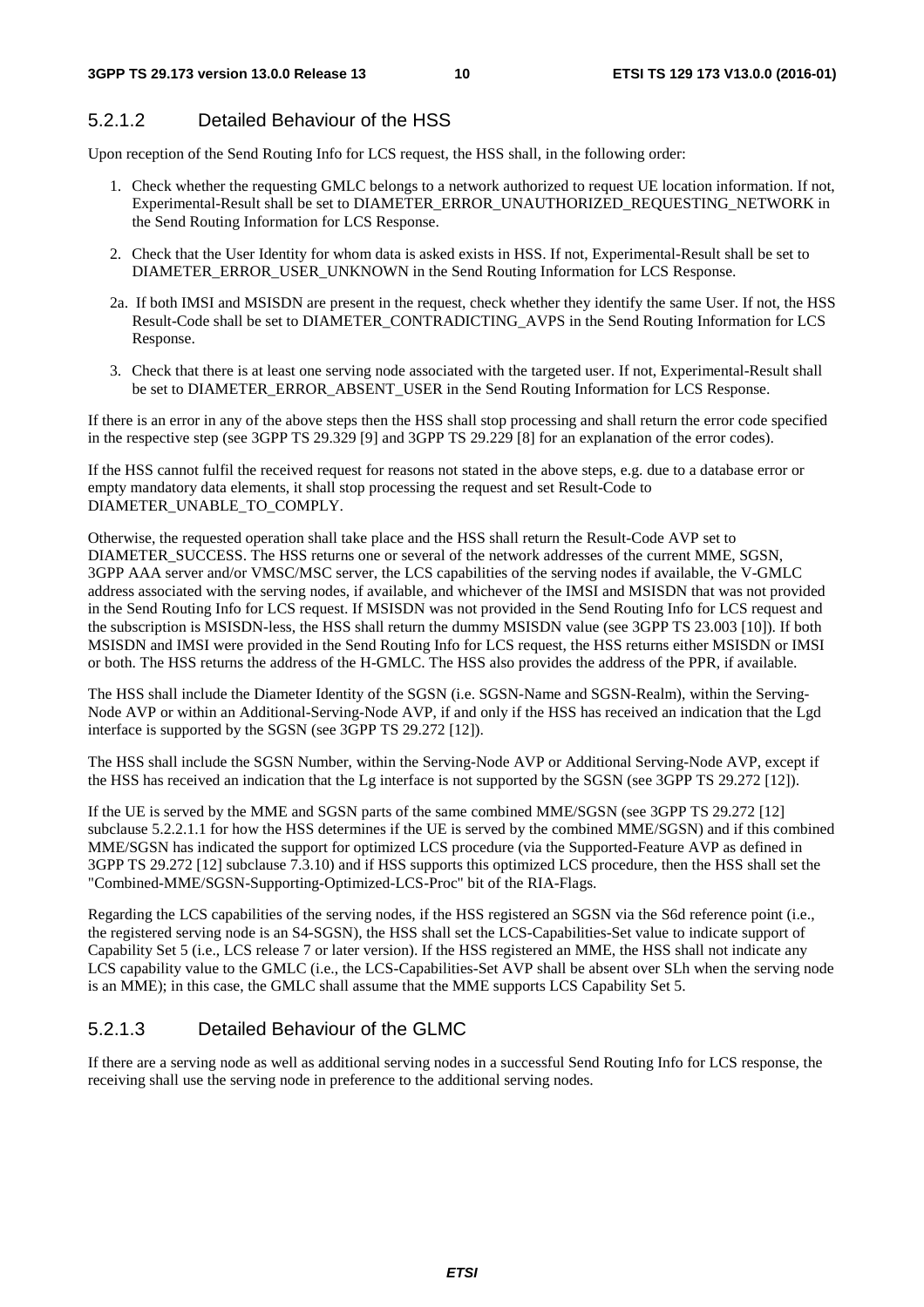#### 5.2.1.2 Detailed Behaviour of the HSS

Upon reception of the Send Routing Info for LCS request, the HSS shall, in the following order:

1. Check whether the requesting GMLC belongs to a network authorized to request UE location information. If not, Experimental-Result shall be set to DIAMETER_ERROR_UNAUTHORIZED_REQUESTING_NETWORK in the Send Routing Information for LCS Response.
2. Check that the User Identity for whom data is asked exists in HSS. If not, Experimental-Result shall be set to DIAMETER_ERROR_USER_UNKNOWN in the Send Routing Information for LCS Response.

2a. If both IMSI and MSISDN are present in the request, check whether they identify the same User. If not, the HSS Result-Code shall be set to DIAMETER_CONTRADICTING_AVPS in the Send Routing Information for LCS Response.

3. Check that there is at least one serving node associated with the targeted user. If not, Experimental-Result shall be set to DIAMETER_ERROR_ABSENT_USER in the Send Routing Information for LCS Response.

If there is an error in any of the above steps then the HSS shall stop processing and shall return the error code specified in the respective step (see 3GPP TS 29.329 [9] and 3GPP TS 29.229 [8] for an explanation of the error codes).

If the HSS cannot fulfil the received request for reasons not stated in the above steps, e.g. due to a database error or empty mandatory data elements, it shall stop processing the request and set Result-Code to DIAMETER_UNABLE_TO_COMPLY.

Otherwise, the requested operation shall take place and the HSS shall return the Result-Code AVP set to DIAMETER_SUCCESS. The HSS returns one or several of the network addresses of the current MME, SGSN, 3GPP AAA server and/or VMSC/MSC server, the LCS capabilities of the serving nodes if available, the V-GMLC address associated with the serving nodes, if available, and whichever of the IMSI and MSISDN that was not provided in the Send Routing Info for LCS request. If MSISDN was not provided in the Send Routing Info for LCS request and the subscription is MSISDN-less, the HSS shall return the dummy MSISDN value (see 3GPP TS 23.003 [10]). If both MSISDN and IMSI were provided in the Send Routing Info for LCS request, the HSS returns either MSISDN or IMSI or both. The HSS returns the address of the H-GMLC. The HSS also provides the address of the PPR, if available.

The HSS shall include the Diameter Identity of the SGSN (i.e. SGSN-Name and SGSN-Realm), within the Serving-Node AVP or within an Additional-Serving-Node AVP, if and only if the HSS has received an indication that the Lgd interface is supported by the SGSN (see 3GPP TS 29.272 [12]).

The HSS shall include the SGSN Number, within the Serving-Node AVP or Additional Serving-Node AVP, except if the HSS has received an indication that the Lg interface is not supported by the SGSN (see 3GPP TS 29.272 [12]).

If the UE is served by the MME and SGSN parts of the same combined MME/SGSN (see 3GPP TS 29.272 [12] subclause 5.2.2.1.1 for how the HSS determines if the UE is served by the combined MME/SGSN) and if this combined MME/SGSN has indicated the support for optimized LCS procedure (via the Supported-Feature AVP as defined in 3GPP TS 29.272 [12] subclause 7.3.10) and if HSS supports this optimized LCS procedure, then the HSS shall set the "Combined-MME/SGSN-Supporting-Optimized-LCS-Proc" bit of the RIA-Flags.

Regarding the LCS capabilities of the serving nodes, if the HSS registered an SGSN via the S6d reference point (i.e., the registered serving node is an S4-SGSN), the HSS shall set the LCS-Capabilities-Set value to indicate support of Capability Set 5 (i.e., LCS release 7 or later version). If the HSS registered an MME, the HSS shall not indicate any LCS capability value to the GMLC (i.e., the LCS-Capabilities-Set AVP shall be absent over SLh when the serving node is an MME); in this case, the GMLC shall assume that the MME supports LCS Capability Set 5.

#### 5.2.1.3 Detailed Behaviour of the GLMC

If there are a serving node as well as additional serving nodes in a successful Send Routing Info for LCS response, the receiving shall use the serving node in preference to the additional serving nodes.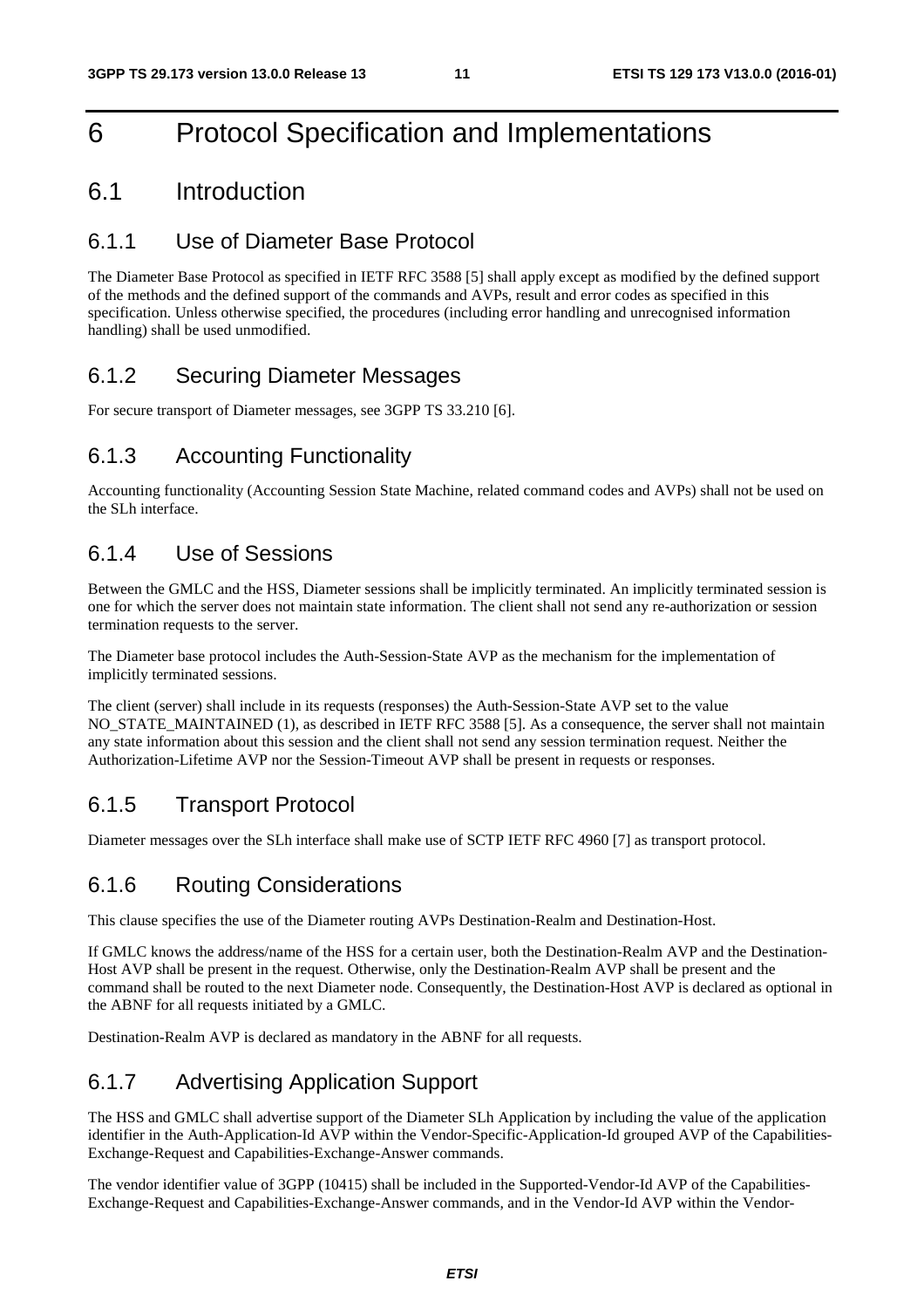# 6 Protocol Specification and Implementations

## 6.1 Introduction

### 6.1.1 Use of Diameter Base Protocol

The Diameter Base Protocol as specified in IETF RFC 3588 [5] shall apply except as modified by the defined support of the methods and the defined support of the commands and AVPs, result and error codes as specified in this specification. Unless otherwise specified, the procedures (including error handling and unrecognised information handling) shall be used unmodified.

### 6.1.2 Securing Diameter Messages

For secure transport of Diameter messages, see 3GPP TS 33.210 [6].

### 6.1.3 Accounting Functionality

Accounting functionality (Accounting Session State Machine, related command codes and AVPs) shall not be used on the SLh interface.

### 6.1.4 Use of Sessions

Between the GMLC and the HSS, Diameter sessions shall be implicitly terminated. An implicitly terminated session is one for which the server does not maintain state information. The client shall not send any re-authorization or session termination requests to the server.

The Diameter base protocol includes the Auth-Session-State AVP as the mechanism for the implementation of implicitly terminated sessions.

The client (server) shall include in its requests (responses) the Auth-Session-State AVP set to the value NO_STATE_MAINTAINED (1), as described in IETF RFC 3588 [5]. As a consequence, the server shall not maintain any state information about this session and the client shall not send any session termination request. Neither the Authorization-Lifetime AVP nor the Session-Timeout AVP shall be present in requests or responses.

### 6.1.5 Transport Protocol

Diameter messages over the SLh interface shall make use of SCTP IETF RFC 4960 [7] as transport protocol.

### 6.1.6 Routing Considerations

This clause specifies the use of the Diameter routing AVPs Destination-Realm and Destination-Host.

If GMLC knows the address/name of the HSS for a certain user, both the Destination-Realm AVP and the Destination-Host AVP shall be present in the request. Otherwise, only the Destination-Realm AVP shall be present and the command shall be routed to the next Diameter node. Consequently, the Destination-Host AVP is declared as optional in the ABNF for all requests initiated by a GMLC.

Destination-Realm AVP is declared as mandatory in the ABNF for all requests.

### 6.1.7 Advertising Application Support

The HSS and GMLC shall advertise support of the Diameter SLh Application by including the value of the application identifier in the Auth-Application-Id AVP within the Vendor-Specific-Application-Id grouped AVP of the Capabilities-Exchange-Request and Capabilities-Exchange-Answer commands.

The vendor identifier value of 3GPP (10415) shall be included in the Supported-Vendor-Id AVP of the Capabilities-Exchange-Request and Capabilities-Exchange-Answer commands, and in the Vendor-Id AVP within the Vendor-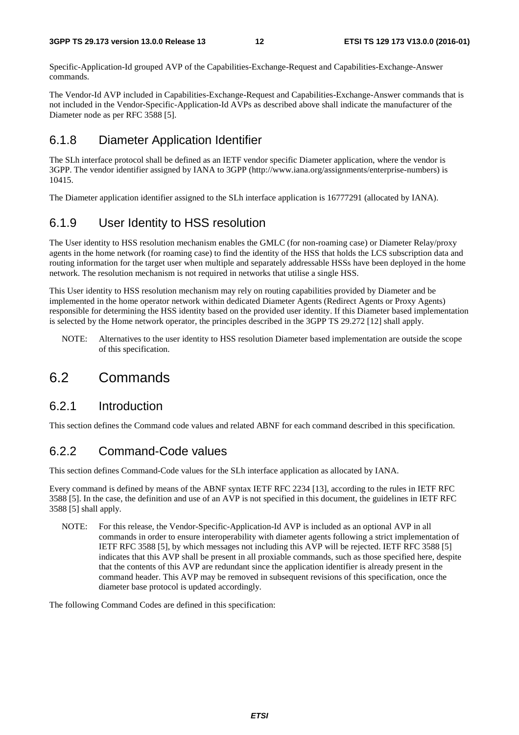Specific-Application-Id grouped AVP of the Capabilities-Exchange-Request and Capabilities-Exchange-Answer commands.

The Vendor-Id AVP included in Capabilities-Exchange-Request and Capabilities-Exchange-Answer commands that is not included in the Vendor-Specific-Application-Id AVPs as described above shall indicate the manufacturer of the Diameter node as per RFC 3588 [5].

### 6.1.8 Diameter Application Identifier

The SLh interface protocol shall be defined as an IETF vendor specific Diameter application, where the vendor is 3GPP. The vendor identifier assigned by IANA to 3GPP (http://www.iana.org/assignments/enterprise-numbers) is 10415.

The Diameter application identifier assigned to the SLh interface application is 16777291 (allocated by IANA).

### 6.1.9 User Identity to HSS resolution

The User identity to HSS resolution mechanism enables the GMLC (for non-roaming case) or Diameter Relay/proxy agents in the home network (for roaming case) to find the identity of the HSS that holds the LCS subscription data and routing information for the target user when multiple and separately addressable HSSs have been deployed in the home network. The resolution mechanism is not required in networks that utilise a single HSS.

This User identity to HSS resolution mechanism may rely on routing capabilities provided by Diameter and be implemented in the home operator network within dedicated Diameter Agents (Redirect Agents or Proxy Agents) responsible for determining the HSS identity based on the provided user identity. If this Diameter based implementation is selected by the Home network operator, the principles described in the 3GPP TS 29.272 [12] shall apply.

NOTE: Alternatives to the user identity to HSS resolution Diameter based implementation are outside the scope of this specification.

## 6.2 Commands

### 6.2.1 Introduction

This section defines the Command code values and related ABNF for each command described in this specification.

### 6.2.2 Command-Code values

This section defines Command-Code values for the SLh interface application as allocated by IANA.

Every command is defined by means of the ABNF syntax IETF RFC 2234 [13], according to the rules in IETF RFC 3588 [5]. In the case, the definition and use of an AVP is not specified in this document, the guidelines in IETF RFC 3588 [5] shall apply.

NOTE: For this release, the Vendor-Specific-Application-Id AVP is included as an optional AVP in all commands in order to ensure interoperability with diameter agents following a strict implementation of IETF RFC 3588 [5], by which messages not including this AVP will be rejected. IETF RFC 3588 [5] indicates that this AVP shall be present in all proxiable commands, such as those specified here, despite that the contents of this AVP are redundant since the application identifier is already present in the command header. This AVP may be removed in subsequent revisions of this specification, once the diameter base protocol is updated accordingly.

The following Command Codes are defined in this specification: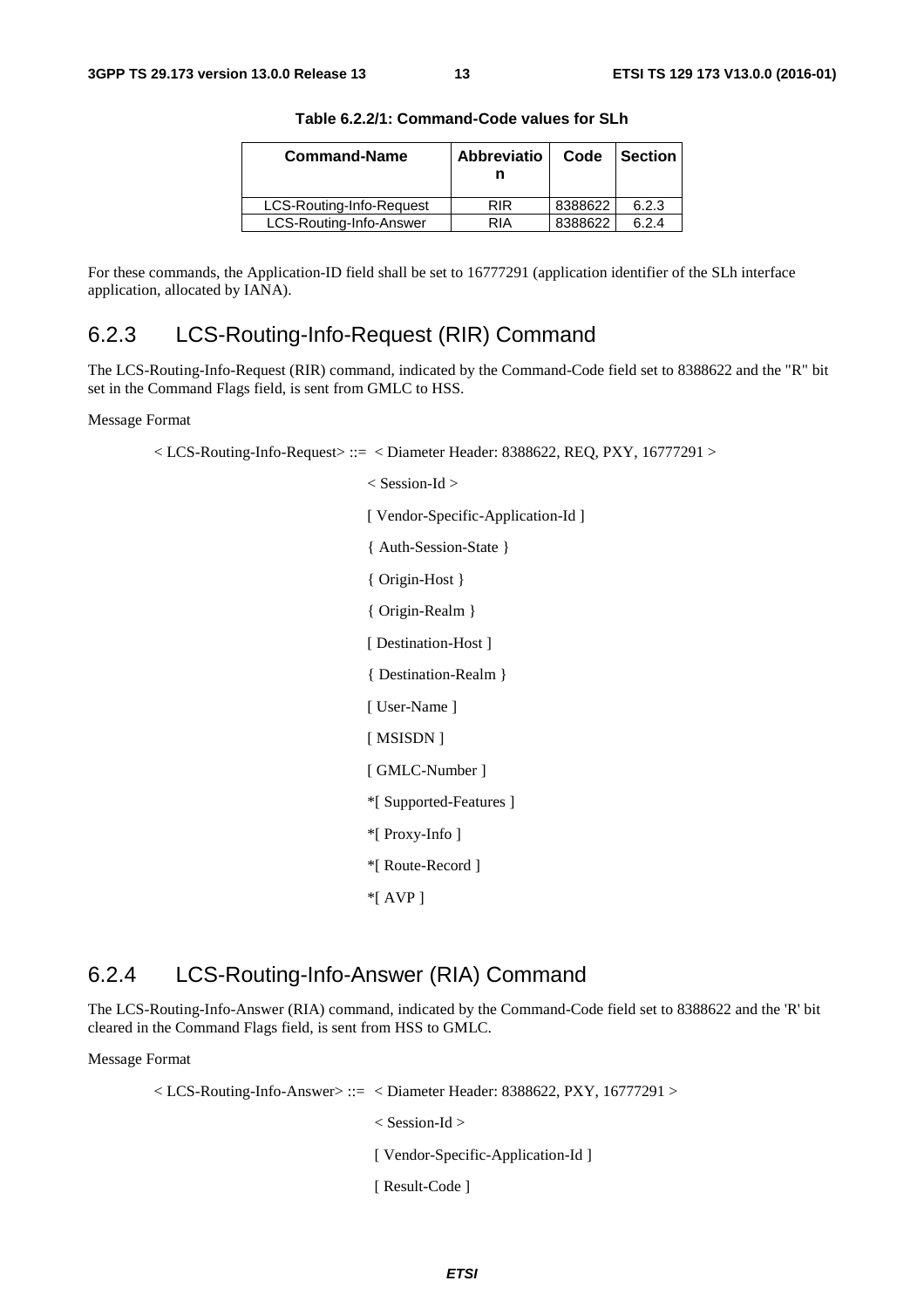**Table 6.2.2/1: Command-Code values for SLh**

| Command-Name | Abbreviation | Code | Section |
|---|---|---|---|
| LCS-Routing-Info-Request | RIR | 8388622 | 6.2.3 |
| LCS-Routing-Info-Answer | RIA | 8388622 | 6.2.4 |

For these commands, the Application-ID field shall be set to 16777291 (application identifier of the SLh interface application, allocated by IANA).

## 6.2.3 LCS-Routing-Info-Request (RIR) Command

The LCS-Routing-Info-Request (RIR) command, indicated by the Command-Code field set to 8388622 and the "R" bit set in the Command Flags field, is sent from GMLC to HSS.

Message Format

```
< LCS-Routing-Info-Request> ::=  < Diameter Header: 8388622, REQ, PXY, 16777291 >
                                 < Session-Id >
                                 [ Vendor-Specific-Application-Id ]
                                 { Auth-Session-State }
                                 { Origin-Host }
                                 { Origin-Realm }
                                 [ Destination-Host ]
                                 { Destination-Realm }
                                 [ User-Name ]
                                 [ MSISDN ]
                                 [ GMLC-Number ]
                                 *[ Supported-Features ]
                                 *[ Proxy-Info ]
                                 *[ Route-Record ]
                                 *[ AVP ]
```

## 6.2.4 LCS-Routing-Info-Answer (RIA) Command

The LCS-Routing-Info-Answer (RIA) command, indicated by the Command-Code field set to 8388622 and the 'R' bit cleared in the Command Flags field, is sent from HSS to GMLC.

Message Format

```
< LCS-Routing-Info-Answer> ::=  < Diameter Header: 8388622, PXY, 16777291 >
                                < Session-Id >
                                [ Vendor-Specific-Application-Id ]
                                [ Result-Code ]
```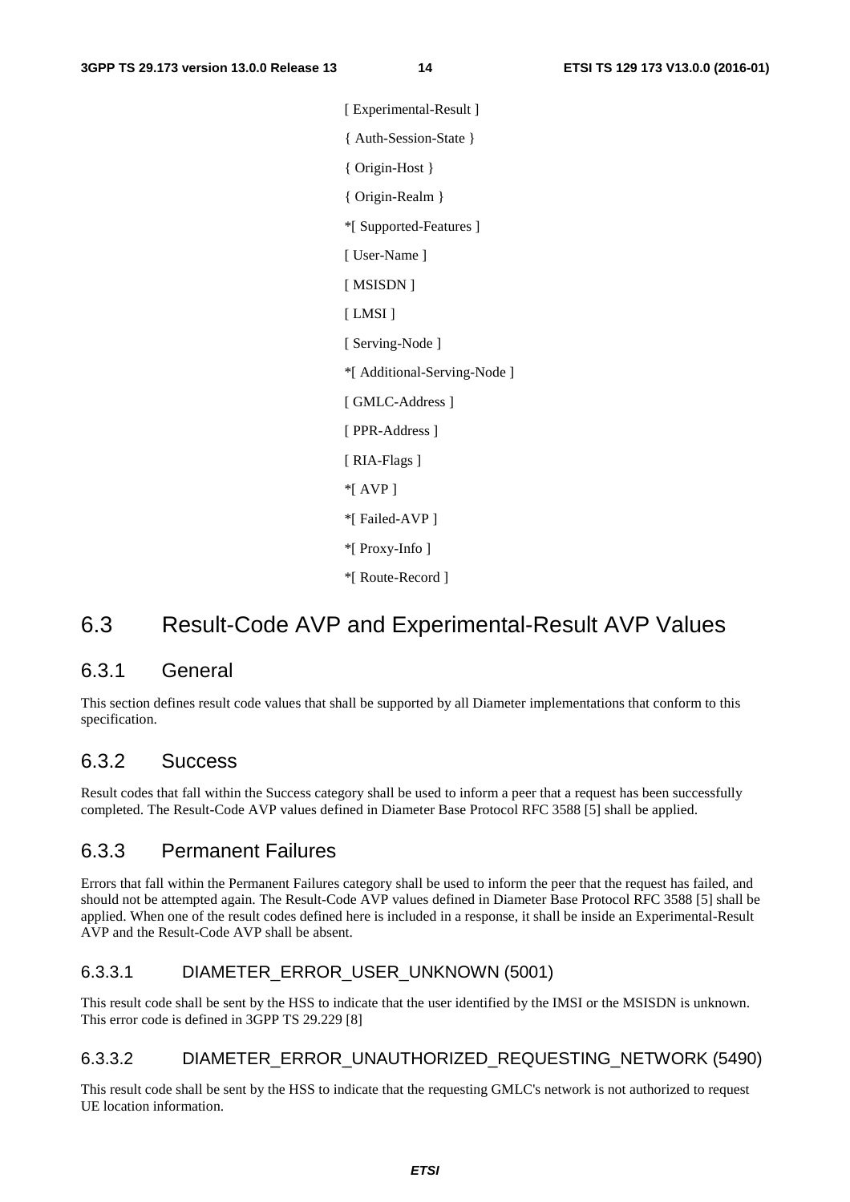[ Experimental-Result ]

{ Auth-Session-State }

{ Origin-Host }

{ Origin-Realm }

*[ Supported-Features ]

[ User-Name ]

[ MSISDN ]

[ LMSI ]

[ Serving-Node ]

*[ Additional-Serving-Node ]

[ GMLC-Address ]

[ PPR-Address ]

[ RIA-Flags ]

*[ AVP ]

*[ Failed-AVP ]

*[ Proxy-Info ]

*[ Route-Record ]

## 6.3 Result-Code AVP and Experimental-Result AVP Values

### 6.3.1 General

This section defines result code values that shall be supported by all Diameter implementations that conform to this specification.

### 6.3.2 Success

Result codes that fall within the Success category shall be used to inform a peer that a request has been successfully completed. The Result-Code AVP values defined in Diameter Base Protocol RFC 3588 [5] shall be applied.

### 6.3.3 Permanent Failures

Errors that fall within the Permanent Failures category shall be used to inform the peer that the request has failed, and should not be attempted again. The Result-Code AVP values defined in Diameter Base Protocol RFC 3588 [5] shall be applied. When one of the result codes defined here is included in a response, it shall be inside an Experimental-Result AVP and the Result-Code AVP shall be absent.

#### 6.3.3.1 DIAMETER_ERROR_USER_UNKNOWN (5001)

This result code shall be sent by the HSS to indicate that the user identified by the IMSI or the MSISDN is unknown. This error code is defined in 3GPP TS 29.229 [8]

#### 6.3.3.2 DIAMETER_ERROR_UNAUTHORIZED_REQUESTING_NETWORK (5490)

This result code shall be sent by the HSS to indicate that the requesting GMLC's network is not authorized to request UE location information.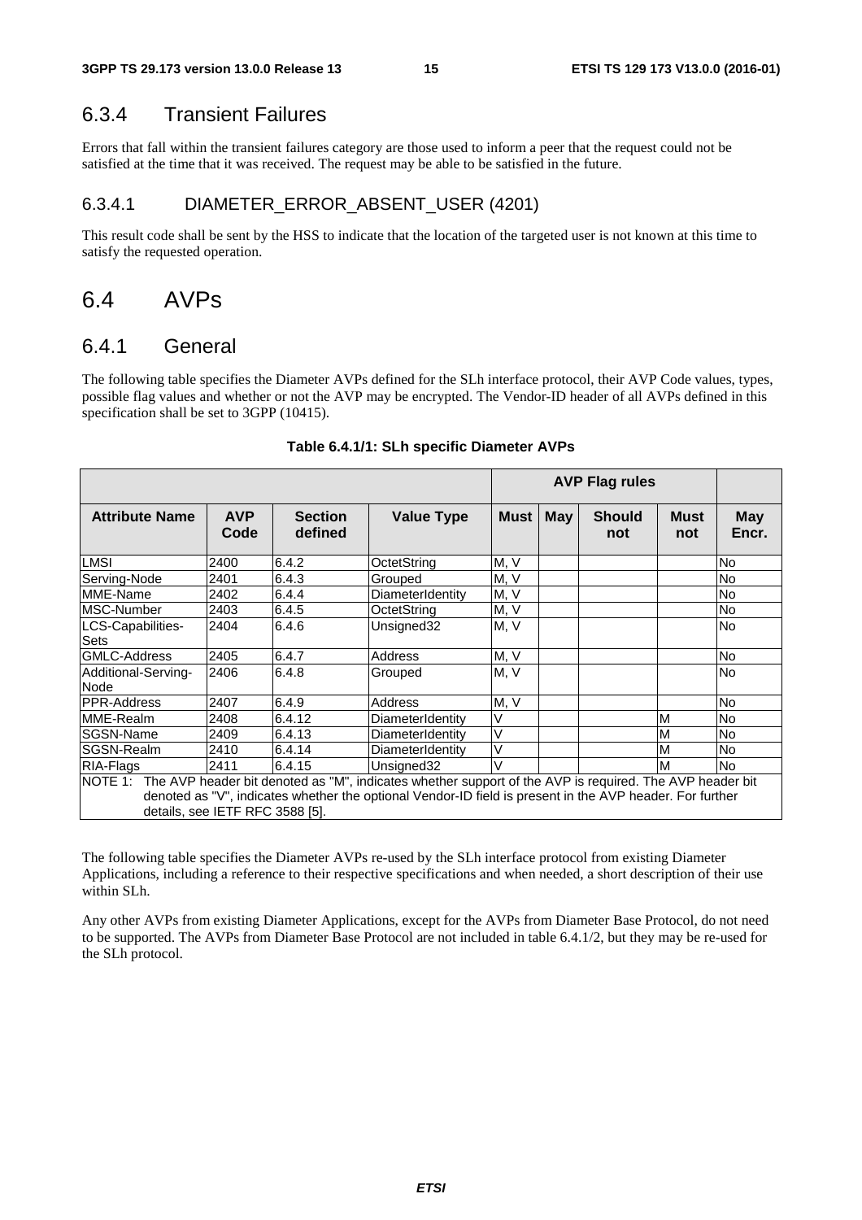### 6.3.4 Transient Failures

Errors that fall within the transient failures category are those used to inform a peer that the request could not be satisfied at the time that it was received. The request may be able to be satisfied in the future.

#### 6.3.4.1 DIAMETER_ERROR_ABSENT_USER (4201)

This result code shall be sent by the HSS to indicate that the location of the targeted user is not known at this time to satisfy the requested operation.

## 6.4 AVPs

### 6.4.1 General

The following table specifies the Diameter AVPs defined for the SLh interface protocol, their AVP Code values, types, possible flag values and whether or not the AVP may be encrypted. The Vendor-ID header of all AVPs defined in this specification shall be set to 3GPP (10415).

**Table 6.4.1/1: SLh specific Diameter AVPs**

| | | | | AVP Flag rules | | | | |
|---|---|---|---|---|---|---|---|---|
| **Attribute Name** | **AVP Code** | **Section defined** | **Value Type** | **Must** | **May** | **Should not** | **Must not** | **May Encr.** |
| LMSI | 2400 | 6.4.2 | OctetString | M, V | | | | No |
| Serving-Node | 2401 | 6.4.3 | Grouped | M, V | | | | No |
| MME-Name | 2402 | 6.4.4 | DiameterIdentity | M, V | | | | No |
| MSC-Number | 2403 | 6.4.5 | OctetString | M, V | | | | No |
| LCS-Capabilities-Sets | 2404 | 6.4.6 | Unsigned32 | M, V | | | | No |
| GMLC-Address | 2405 | 6.4.7 | Address | M, V | | | | No |
| Additional-Serving-Node | 2406 | 6.4.8 | Grouped | M, V | | | | No |
| PPR-Address | 2407 | 6.4.9 | Address | M, V | | | | No |
| MME-Realm | 2408 | 6.4.12 | DiameterIdentity | V | | | M | No |
| SGSN-Name | 2409 | 6.4.13 | DiameterIdentity | V | | | M | No |
| SGSN-Realm | 2410 | 6.4.14 | DiameterIdentity | V | | | M | No |
| RIA-Flags | 2411 | 6.4.15 | Unsigned32 | V | | | M | No |
| NOTE 1: The AVP header bit denoted as "M", indicates whether support of the AVP is required. The AVP header bit denoted as "V", indicates whether the optional Vendor-ID field is present in the AVP header. For further details, see IETF RFC 3588 [5]. | | | | | | | | |

The following table specifies the Diameter AVPs re-used by the SLh interface protocol from existing Diameter Applications, including a reference to their respective specifications and when needed, a short description of their use within SLh.

Any other AVPs from existing Diameter Applications, except for the AVPs from Diameter Base Protocol, do not need to be supported. The AVPs from Diameter Base Protocol are not included in table 6.4.1/2, but they may be re-used for the SLh protocol.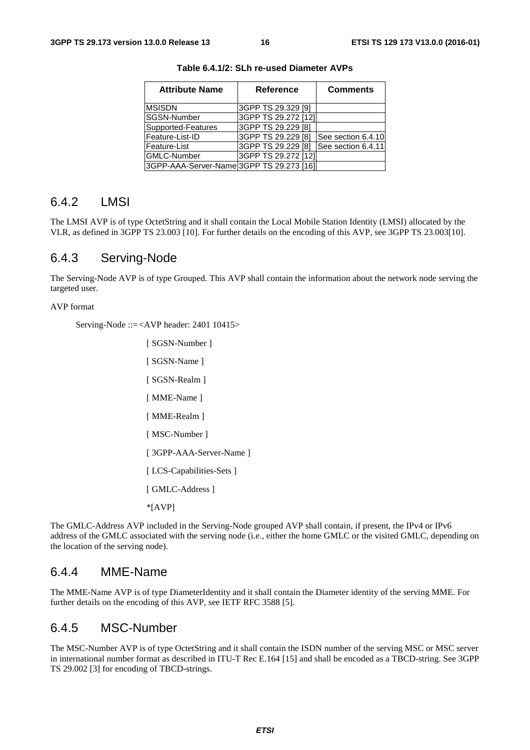**Table 6.4.1/2: SLh re-used Diameter AVPs**

| Attribute Name | Reference | Comments |
|---|---|---|
| MSISDN | 3GPP TS 29.329 [9] | |
| SGSN-Number | 3GPP TS 29.272 [12] | |
| Supported-Features | 3GPP TS 29.229 [8] | |
| Feature-List-ID | 3GPP TS 29.229 [8] | See section 6.4.10 |
| Feature-List | 3GPP TS 29.229 [8] | See section 6.4.11 |
| GMLC-Number | 3GPP TS 29.272 [12] | |
| 3GPP-AAA-Server-Name | 3GPP TS 29.273 [16] | |

## 6.4.2 LMSI

The LMSI AVP is of type OctetString and it shall contain the Local Mobile Station Identity (LMSI) allocated by the VLR, as defined in 3GPP TS 23.003 [10]. For further details on the encoding of this AVP, see 3GPP TS 23.003[10].

## 6.4.3 Serving-Node

The Serving-Node AVP is of type Grouped. This AVP shall contain the information about the network node serving the targeted user.

AVP format

```
Serving-Node ::= <AVP header: 2401 10415>
                 [ SGSN-Number ]
                 [ SGSN-Name ]
                 [ SGSN-Realm ]
                 [ MME-Name ]
                 [ MME-Realm ]
                 [ MSC-Number ]
                 [ 3GPP-AAA-Server-Name ]
                 [ LCS-Capabilities-Sets ]
                 [ GMLC-Address ]
                 *[AVP]
```

The GMLC-Address AVP included in the Serving-Node grouped AVP shall contain, if present, the IPv4 or IPv6 address of the GMLC associated with the serving node (i.e., either the home GMLC or the visited GMLC, depending on the location of the serving node).

## 6.4.4 MME-Name

The MME-Name AVP is of type DiameterIdentity and it shall contain the Diameter identity of the serving MME. For further details on the encoding of this AVP, see IETF RFC 3588 [5].

## 6.4.5 MSC-Number

The MSC-Number AVP is of type OctetString and it shall contain the ISDN number of the serving MSC or MSC server in international number format as described in ITU-T Rec E.164 [15] and shall be encoded as a TBCD-string. See 3GPP TS 29.002 [3] for encoding of TBCD-strings.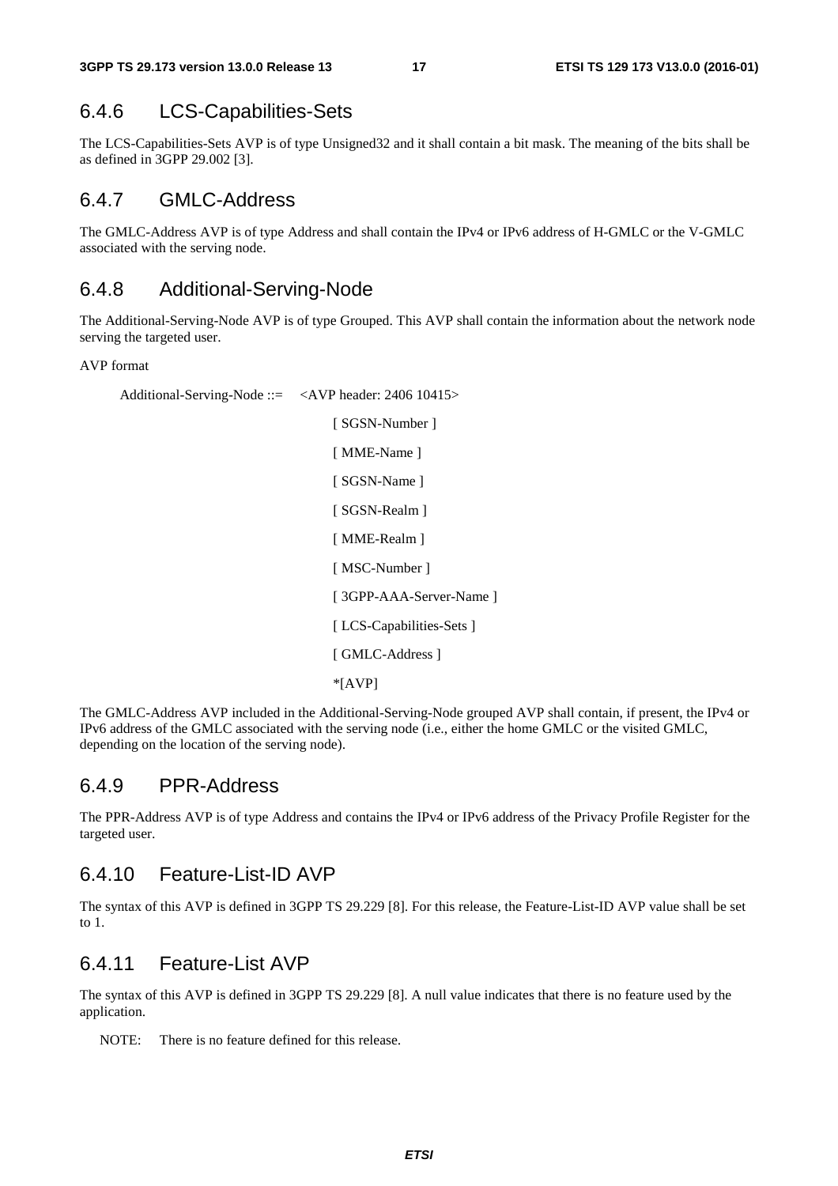## 6.4.6 LCS-Capabilities-Sets

The LCS-Capabilities-Sets AVP is of type Unsigned32 and it shall contain a bit mask. The meaning of the bits shall be as defined in 3GPP 29.002 [3].

## 6.4.7 GMLC-Address

The GMLC-Address AVP is of type Address and shall contain the IPv4 or IPv6 address of H-GMLC or the V-GMLC associated with the serving node.

## 6.4.8 Additional-Serving-Node

The Additional-Serving-Node AVP is of type Grouped. This AVP shall contain the information about the network node serving the targeted user.

AVP format

```
Additional-Serving-Node ::=    <AVP header: 2406 10415>
                               [ SGSN-Number ]
                               [ MME-Name ]
                               [ SGSN-Name ]
                               [ SGSN-Realm ]
                               [ MME-Realm ]
                               [ MSC-Number ]
                               [ 3GPP-AAA-Server-Name ]
                               [ LCS-Capabilities-Sets ]
                               [ GMLC-Address ]
                               *[AVP]
```

The GMLC-Address AVP included in the Additional-Serving-Node grouped AVP shall contain, if present, the IPv4 or IPv6 address of the GMLC associated with the serving node (i.e., either the home GMLC or the visited GMLC, depending on the location of the serving node).

## 6.4.9 PPR-Address

The PPR-Address AVP is of type Address and contains the IPv4 or IPv6 address of the Privacy Profile Register for the targeted user.

## 6.4.10 Feature-List-ID AVP

The syntax of this AVP is defined in 3GPP TS 29.229 [8]. For this release, the Feature-List-ID AVP value shall be set to 1.

## 6.4.11 Feature-List AVP

The syntax of this AVP is defined in 3GPP TS 29.229 [8]. A null value indicates that there is no feature used by the application.

NOTE: There is no feature defined for this release.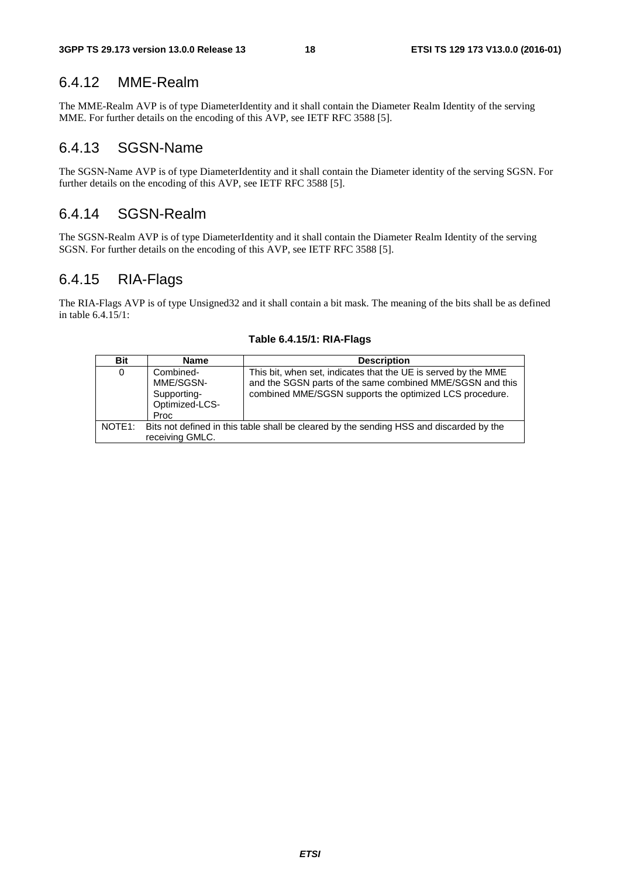### 6.4.12 MME-Realm

The MME-Realm AVP is of type DiameterIdentity and it shall contain the Diameter Realm Identity of the serving MME. For further details on the encoding of this AVP, see IETF RFC 3588 [5].

### 6.4.13 SGSN-Name

The SGSN-Name AVP is of type DiameterIdentity and it shall contain the Diameter identity of the serving SGSN. For further details on the encoding of this AVP, see IETF RFC 3588 [5].

### 6.4.14 SGSN-Realm

The SGSN-Realm AVP is of type DiameterIdentity and it shall contain the Diameter Realm Identity of the serving SGSN. For further details on the encoding of this AVP, see IETF RFC 3588 [5].

### 6.4.15 RIA-Flags

The RIA-Flags AVP is of type Unsigned32 and it shall contain a bit mask. The meaning of the bits shall be as defined in table 6.4.15/1:

**Table 6.4.15/1: RIA-Flags**

| Bit | Name | Description |
|---|---|---|
| 0 | Combined-MME/SGSN-Supporting-Optimized-LCS-Proc | This bit, when set, indicates that the UE is served by the MME and the SGSN parts of the same combined MME/SGSN and this combined MME/SGSN supports the optimized LCS procedure. |
| NOTE1: Bits not defined in this table shall be cleared by the sending HSS and discarded by the receiving GMLC. | | |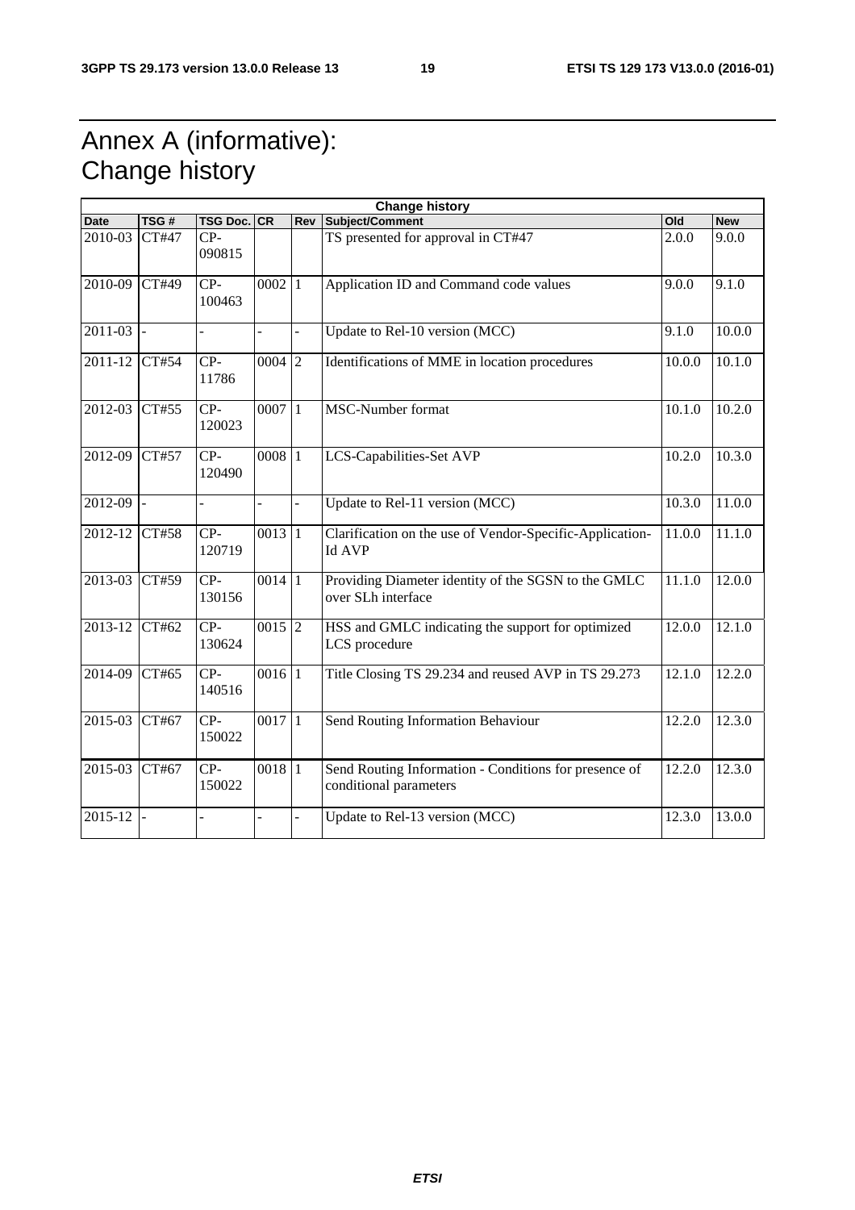# Annex A (informative): Change history

| Change history | | | | | | | |
|---|---|---|---|---|---|---|---|
| **Date** | **TSG #** | **TSG Doc.** | **CR** | **Rev** | **Subject/Comment** | **Old** | **New** |
| 2010-03 | CT#47 | CP-090815 | | | TS presented for approval in CT#47 | 2.0.0 | 9.0.0 |
| 2010-09 | CT#49 | CP-100463 | 0002 | 1 | Application ID and Command code values | 9.0.0 | 9.1.0 |
| 2011-03 | - | - | - | - | Update to Rel-10 version (MCC) | 9.1.0 | 10.0.0 |
| 2011-12 | CT#54 | CP-11786 | 0004 | 2 | Identifications of MME in location procedures | 10.0.0 | 10.1.0 |
| 2012-03 | CT#55 | CP-120023 | 0007 | 1 | MSC-Number format | 10.1.0 | 10.2.0 |
| 2012-09 | CT#57 | CP-120490 | 0008 | 1 | LCS-Capabilities-Set AVP | 10.2.0 | 10.3.0 |
| 2012-09 | - | - | - | - | Update to Rel-11 version (MCC) | 10.3.0 | 11.0.0 |
| 2012-12 | CT#58 | CP-120719 | 0013 | 1 | Clarification on the use of Vendor-Specific-Application-Id AVP | 11.0.0 | 11.1.0 |
| 2013-03 | CT#59 | CP-130156 | 0014 | 1 | Providing Diameter identity of the SGSN to the GMLC over SLh interface | 11.1.0 | 12.0.0 |
| 2013-12 | CT#62 | CP-130624 | 0015 | 2 | HSS and GMLC indicating the support for optimized LCS procedure | 12.0.0 | 12.1.0 |
| 2014-09 | CT#65 | CP-140516 | 0016 | 1 | Title Closing TS 29.234 and reused AVP in TS 29.273 | 12.1.0 | 12.2.0 |
| 2015-03 | CT#67 | CP-150022 | 0017 | 1 | Send Routing Information Behaviour | 12.2.0 | 12.3.0 |
| 2015-03 | CT#67 | CP-150022 | 0018 | 1 | Send Routing Information - Conditions for presence of conditional parameters | 12.2.0 | 12.3.0 |
| 2015-12 | - | - | - | - | Update to Rel-13 version (MCC) | 12.3.0 | 13.0.0 |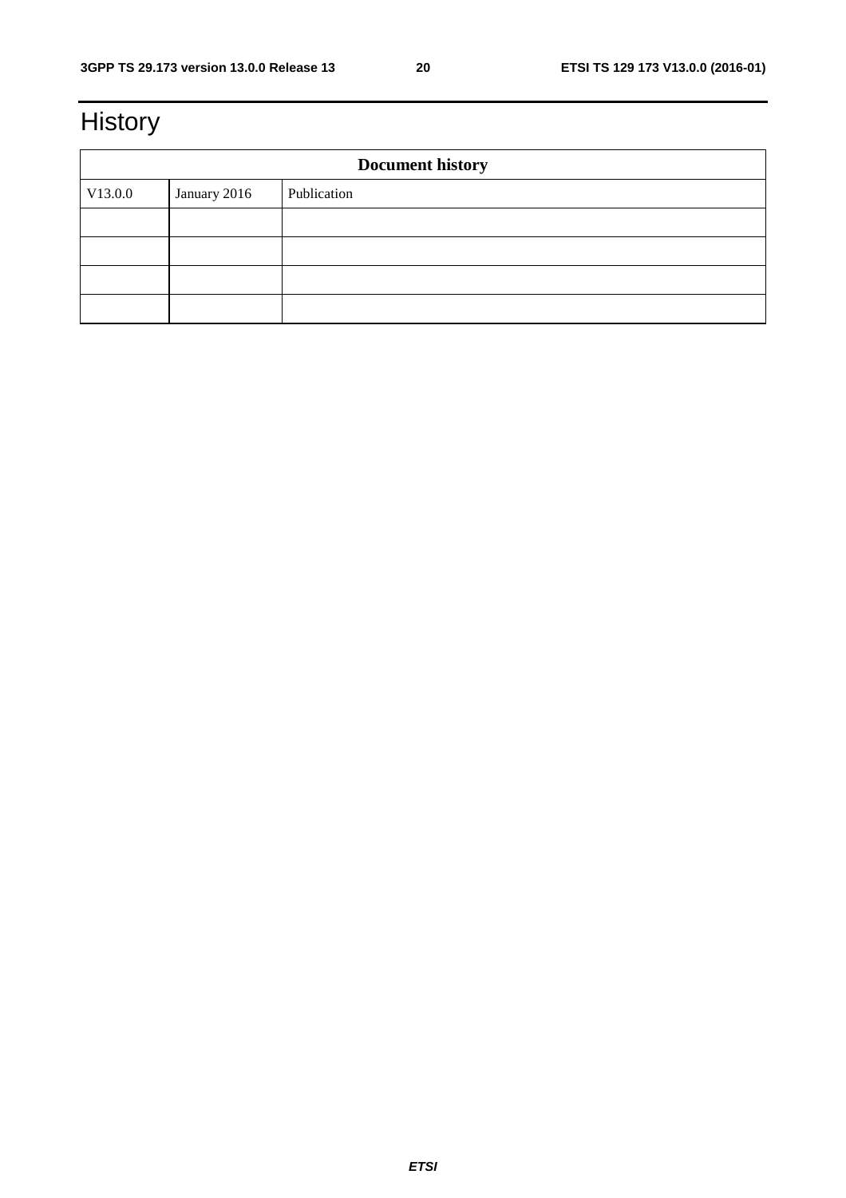# History

| Document history | | |
|---|---|---|
| V13.0.0 | January 2016 | Publication |
| | | |
| | | |
| | | |
| | | |